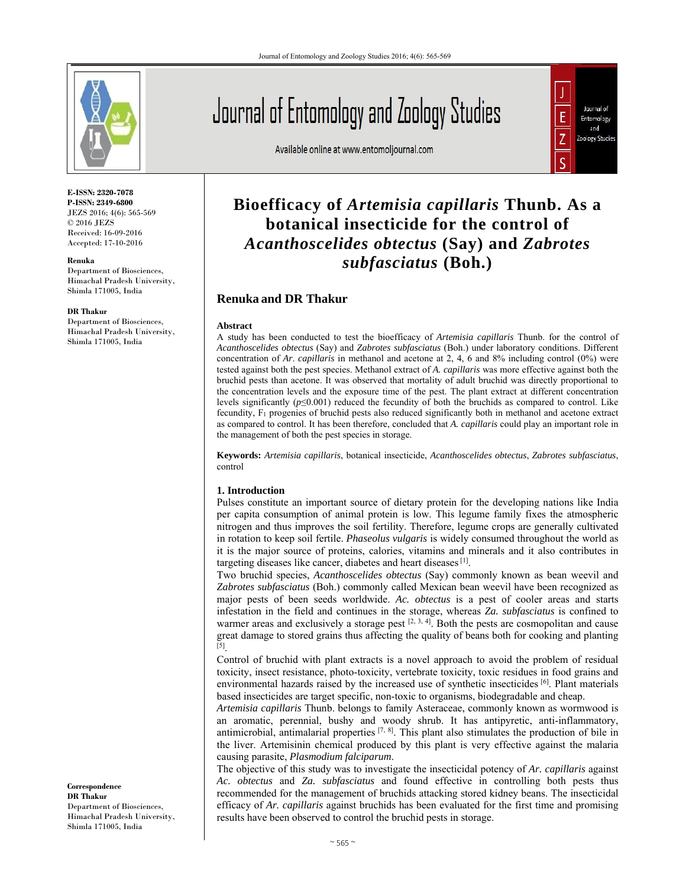# Bioefficacy of *Artemisia capillaris* Thunb. As a botanical insecticide for the control of *Acanthoscelides obtectus* (Say) and *Zabrotes subfasciatus* (Boh.)

**Renuka and DR Thakur**

E-ISSN: 2320-7078
P-ISSN: 2349-6800
JEZS 2016; 4(6): 565-569
© 2016 JEZS
Received: 16-09-2016
Accepted: 17-10-2016

**Renuka**
Department of Biosciences, Himachal Pradesh University, Shimla 171005, India

**DR Thakur**
Department of Biosciences, Himachal Pradesh University, Shimla 171005, India

**Correspondence**
**DR Thakur**
Department of Biosciences, Himachal Pradesh University, Shimla 171005, India

### Abstract

A study has been conducted to test the bioefficacy of *Artemisia capillaris* Thunb. for the control of *Acanthoscelides obtectus* (Say) and *Zabrotes subfasciatus* (Boh.) under laboratory conditions. Different concentration of *Ar*. *capillaris* in methanol and acetone at 2, 4, 6 and 8% including control (0%) were tested against both the pest species. Methanol extract of *A. capillaris* was more effective against both the bruchid pests than acetone. It was observed that mortality of adult bruchid was directly proportional to the concentration levels and the exposure time of the pest. The plant extract at different concentration levels significantly ($p \leq 0.001$) reduced the fecundity of both the bruchids as compared to control. Like fecundity, $F_1$ progenies of bruchid pests also reduced significantly both in methanol and acetone extract as compared to control. It has been therefore, concluded that *A. capillaris* could play an important role in the management of both the pest species in storage.

**Keywords:** *Artemisia capillaris*, botanical insecticide, *Acanthoscelides obtectus*, *Zabrotes subfasciatus*, control

### 1. Introduction

Pulses constitute an important source of dietary protein for the developing nations like India per capita consumption of animal protein is low. This legume family fixes the atmospheric nitrogen and thus improves the soil fertility. Therefore, legume crops are generally cultivated in rotation to keep soil fertile. *Phaseolus vulgaris* is widely consumed throughout the world as it is the major source of proteins, calories, vitamins and minerals and it also contributes in targeting diseases like cancer, diabetes and heart diseases [1].

Two bruchid species, *Acanthoscelides obtectus* (Say) commonly known as bean weevil and *Zabrotes subfasciatus* (Boh.) commonly called Mexican bean weevil have been recognized as major pests of been seeds worldwide. *Ac. obtectus* is a pest of cooler areas and starts infestation in the field and continues in the storage, whereas *Za. subfasciatus* is confined to warmer areas and exclusively a storage pest [2, 3, 4]. Both the pests are cosmopolitan and cause great damage to stored grains thus affecting the quality of beans both for cooking and planting [5].

Control of bruchid with plant extracts is a novel approach to avoid the problem of residual toxicity, insect resistance, photo-toxicity, vertebrate toxicity, toxic residues in food grains and environmental hazards raised by the increased use of synthetic insecticides [6]. Plant materials based insecticides are target specific, non-toxic to organisms, biodegradable and cheap.

*Artemisia capillaris* Thunb. belongs to family Asteraceae, commonly known as wormwood is an aromatic, perennial, bushy and woody shrub. It has antipyretic, anti-inflammatory, antimicrobial, antimalarial properties [7, 8]. This plant also stimulates the production of bile in the liver. Artemisinin chemical produced by this plant is very effective against the malaria causing parasite, *Plasmodium falciparum*.

The objective of this study was to investigate the insecticidal potency of *Ar. capillaris* against *Ac. obtectus* and *Za. subfasciatus* and found effective in controlling both pests thus recommended for the management of bruchids attacking stored kidney beans. The insecticidal efficacy of *Ar. capillaris* against bruchids has been evaluated for the first time and promising results have been observed to control the bruchid pests in storage.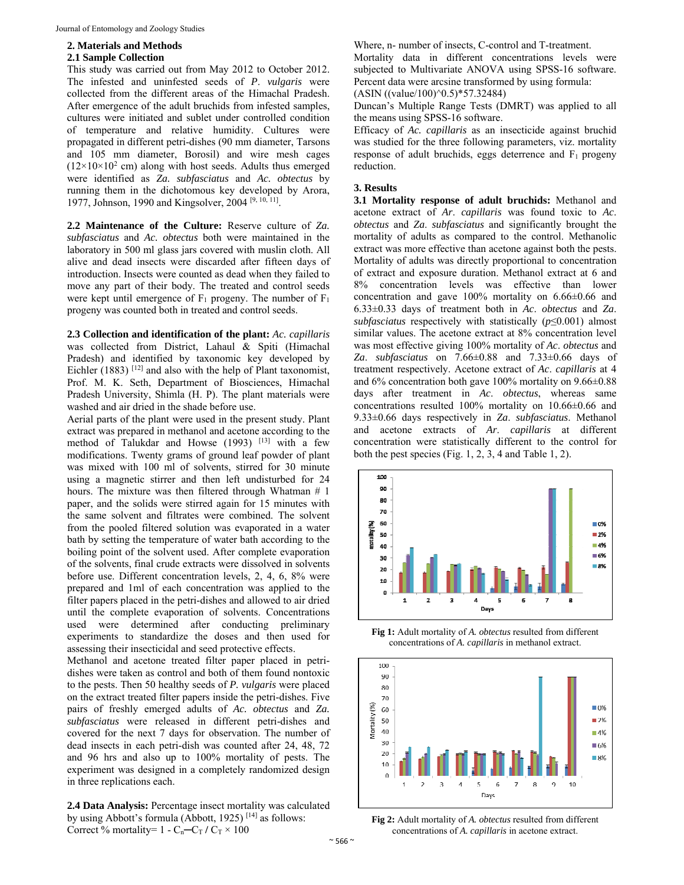## 2. Materials and Methods

### 2.1 Sample Collection

This study was carried out from May 2012 to October 2012. The infested and uninfested seeds of *P. vulgaris* were collected from the different areas of the Himachal Pradesh. After emergence of the adult bruchids from infested samples, cultures were initiated and sublet under controlled condition of temperature and relative humidity. Cultures were propagated in different petri-dishes (90 mm diameter, Tarsons and 105 mm diameter, Borosil) and wire mesh cages ($12\times10\times10^2$ cm) along with host seeds. Adults thus emerged were identified as *Za. subfasciatus* and *Ac. obtectus* by running them in the dichotomous key developed by Arora, 1977, Johnson, 1990 and Kingsolver, 2004 [9, 10, 11].

**2.2 Maintenance of the Culture:** Reserve culture of *Za. subfasciatus* and *Ac. obtectus* both were maintained in the laboratory in 500 ml glass jars covered with muslin cloth. All alive and dead insects were discarded after fifteen days of introduction. Insects were counted as dead when they failed to move any part of their body. The treated and control seeds were kept until emergence of $F_1$ progeny. The number of $F_1$ progeny was counted both in treated and control seeds.

**2.3 Collection and identification of the plant:** *Ac. capillaris* was collected from District, Lahaul & Spiti (Himachal Pradesh) and identified by taxonomic key developed by Eichler (1883) [12] and also with the help of Plant taxonomist, Prof. M. K. Seth, Department of Biosciences, Himachal Pradesh University, Shimla (H. P). The plant materials were washed and air dried in the shade before use.

Aerial parts of the plant were used in the present study. Plant extract was prepared in methanol and acetone according to the method of Talukdar and Howse (1993) [13] with a few modifications. Twenty grams of ground leaf powder of plant was mixed with 100 ml of solvents, stirred for 30 minute using a magnetic stirrer and then left undisturbed for 24 hours. The mixture was then filtered through Whatman # 1 paper, and the solids were stirred again for 15 minutes with the same solvent and filtrates were combined. The solvent from the pooled filtered solution was evaporated in a water bath by setting the temperature of water bath according to the boiling point of the solvent used. After complete evaporation of the solvents, final crude extracts were dissolved in solvents before use. Different concentration levels, 2, 4, 6, 8% were prepared and 1ml of each concentration was applied to the filter papers placed in the petri-dishes and allowed to air dried until the complete evaporation of solvents. Concentrations used were determined after conducting preliminary experiments to standardize the doses and then used for assessing their insecticidal and seed protective effects.

Methanol and acetone treated filter paper placed in petri-dishes were taken as control and both of them found nontoxic to the pests. Then 50 healthy seeds of *P. vulgaris* were placed on the extract treated filter papers inside the petri-dishes. Five pairs of freshly emerged adults of *Ac. obtectus* and *Za. subfasciatus* were released in different petri-dishes and covered for the next 7 days for observation. The number of dead insects in each petri-dish was counted after 24, 48, 72 and 96 hrs and also up to 100% mortality of pests. The experiment was designed in a completely randomized design in three replications each.

**2.4 Data Analysis:** Percentage insect mortality was calculated by using Abbott's formula (Abbott, 1925) [14] as follows:

Correct % mortality= $1 - C_n – C_T / C_T \times 100$

Where, n- number of insects, C-control and T-treatment.

Mortality data in different concentrations levels were subjected to Multivariate ANOVA using SPSS-16 software. Percent data were arcsine transformed by using formula:

(ASIN ((value/100)^0.5)*57.32484)

Duncan's Multiple Range Tests (DMRT) was applied to all the means using SPSS-16 software.

Efficacy of *Ac. capillaris* as an insecticide against bruchid was studied for the three following parameters, viz. mortality response of adult bruchids, eggs deterrence and $F_1$ progeny reduction.

## 3. Results

**3.1 Mortality response of adult bruchids:** Methanol and acetone extract of *Ar. capillaris* was found toxic to *Ac. obtectus* and *Za. subfasciatus* and significantly brought the mortality of adults as compared to the control. Methanolic extract was more effective than acetone against both the pests. Mortality of adults was directly proportional to concentration of extract and exposure duration. Methanol extract at 6 and 8% concentration levels was effective than lower concentration and gave 100% mortality on 6.66±0.66 and 6.33±0.33 days of treatment both in *Ac. obtectus* and *Za. subfasciatus* respectively with statistically ($p\leq0.001$) almost similar values. The acetone extract at 8% concentration level was most effective giving 100% mortality of *Ac. obtectus* and *Za. subfasciatus* on 7.66±0.88 and 7.33±0.66 days of treatment respectively. Acetone extract of *Ac. capillaris* at 4 and 6% concentration both gave 100% mortality on 9.66±0.88 days after treatment in *Ac. obtectus*, whereas same concentrations resulted 100% mortality on 10.66±0.66 and 9.33±0.66 days respectively in *Za. subfasciatus*. Methanol and acetone extracts of *Ar. capillaris* at different concentration were statistically different to the control for both the pest species (Fig. 1, 2, 3, 4 and Table 1, 2).

**Fig 1:** Adult mortality of *A. obtectus* resulted from different concentrations of *A. capillaris* in methanol extract.

**Fig 2:** Adult mortality of *A. obtectus* resulted from different concentrations of *A. capillaris* in acetone extract.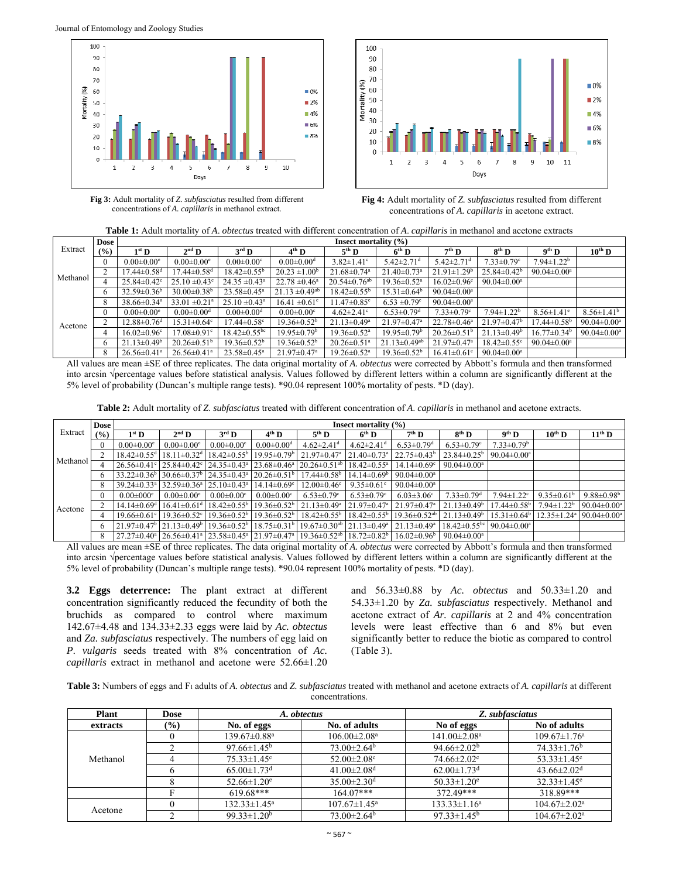Fig 3: Adult mortality of *Z. subfasciatus* resulted from different concentrations of *A. capillaris* in methanol extract.

Fig 4: Adult mortality of *Z. subfasciatus* resulted from different concentrations of *A. capillaris* in acetone extract.

**Table 1:** Adult mortality of *A. obtectus* treated with different concentration of *A. capillaris* in methanol and acetone extracts

| Extract | Dose (%) | Insect mortality (%) | | | | | | | | | |
|---|---|---|---|---|---|---|---|---|---|---|---|
| | | 1st D | 2nd D | 3rd D | 4th D | 5th D | 6th D | 7th D | 8th D | 9th D | 10th D |
| Methanol | 0 | 0.00±0.00e | 0.00±0.00e | 0.00±0.00c | 0.00±0.00d | 3.82±1.41c | 5.42±2.71d | 5.42±2.71d | 7.33±0.79c | 7.94±1.22b | |
| | 2 | 17.44±0.58d | 17.44±0.58d | 18.42±0.55b | 20.23 ±1.00b | 21.68±0.74a | 21.40±0.73a | 21.91±1.29b | 25.84±0.42b | 90.04±0.00a | |
| | 4 | 25.84±0.42c | 25.10 ±0.43c | 24.35 ±0.43a | 22.78 ±0.46a | 20.54±0.76ab | 19.36±0.52a | 16.02±0.96c | 90.04±0.00a | | |
| | 6 | 32.59±0.36b | 30.00±0.38b | 23.58±0.45a | 21.13 ±0.49ab | 18.42±0.55b | 15.31±0.64b | 90.04±0.00a | | | |
| | 8 | 38.66±0.34a | 33.01 ±0.21a | 25.10 ±0.43a | 16.41 ±0.61c | 11.47±0.85c | 6.53 ±0.79c | 90.04±0.00a | | | |
| Acetone | 0 | 0.00±0.00e | 0.00±0.00d | 0.00±0.00d | 0.00±0.00c | 4.62±2.41c | 6.53±0.79d | 7.33±0.79c | 7.94±1.22b | 8.56±1.41c | 8.56±1.41b |
| | 2 | 12.88±0.76d | 15.31±0.64c | 17.44±0.58c | 19.36±0.52b | 21.13±0.49a | 21.97±0.47a | 22.78±0.46a | 21.97±0.47b | 17.44±0.58b | 90.04±0.00a |
| | 4 | 16.02±0.96c | 17.08±0.91c | 18.42±0.55bc | 19.95±0.79b | 19.36±0.52a | 19.95±0.79b | 20.26±0.51b | 21.13±0.49b | 16.77±0.34b | 90.04±0.00a |
| | 6 | 21.13±0.49b | 20.26±0.51b | 19.36±0.52b | 19.36±0.52b | 20.26±0.51a | 21.13±0.49ab | 21.97±0.47a | 18.42±0.55c | 90.04±0.00a | |
| | 8 | 26.56±0.41a | 26.56±0.41a | 23.58±0.45a | 21.97±0.47a | 19.26±0.52a | 19.36±0.52b | 16.41±0.61c | 90.04±0.00a | | |

All values are mean ±SE of three replicates. The data original mortality of *A. obtectus* were corrected by Abbott's formula and then transformed into arcsin √percentage values before statistical analysis. Values followed by different letters within a column are significantly different at the 5% level of probability (Duncan's multiple range tests). *90.04 represent 100% mortality of pests. *D (day).

**Table 2:** Adult mortality of *Z. subfasciatus* treated with different concentration of *A. capillaris* in methanol and acetone extracts.

| Extract | Dose (%) | Insect mortality (%) | | | | | | | | | | |
|---|---|---|---|---|---|---|---|---|---|---|---|---|
| | | 1st D | 2nd D | 3rd D | 4th D | 5th D | 6th D | 7th D | 8th D | 9th D | 10th D | 11th D |
| Methanol | 0 | 0.00±0.00e | 0.00±0.00e | 0.00±0.00c | 0.00±0.00c | 4.62±2.41d | 4.62±2.41d | 6.53±0.79d | 6.53±0.79c | 7.33±0.79b | | |
| | 2 | 18.42±0.55d | 18.11±0.32d | 18.42±0.55b | 19.95±0.79b | 21.97±0.47a | 21.40±0.73a | 22.75±0.43b | 23.84±0.25b | 90.04±0.00a | | |
| | 4 | 26.56±0.41c | 25.84±0.42c | 24.35±0.43a | 23.68±0.46a | 20.26±0.51ab | 18.42±0.55a | 14.14±0.69c | 90.04±0.00a | | | |
| | 6 | 33.22±0.36b | 30.66±0.37b | 24.35±0.43a | 20.26±0.51b | 17.44±0.58b | 14.14±0.69b | 90.04±0.00a | | | | |
| | 8 | 39.24±0.33a | 32.59±0.36a | 25.10±0.43a | 14.14±0.69c | 12.00±0.46c | 9.35±0.61c | 90.04±0.00a | | | | |
| Acetone | 0 | 0.00±000e | 0.00±0.00e | 0.00±0.00c | 0.00±0.00c | 6.53±0.79c | 6.53±0.79c | 6.03±3.06c | 7.33±0.79d | 7.94±1.22c | 9.35±0.61b | 9.88±0.98b |
| | 2 | 14.14±0.69d | 16.41±0.61d | 18.42±0.55b | 19.36±0.52b | 21.13±0.49a | 21.97±0.47a | 21.97±0.47a | 21.13±0.49b | 17.44±0.58b | 7.94±1.22b | 90.04±0.00a |
| | 4 | 19.66±0.61c | 19.36±0.52c | 19.36±0.52b | 19.36±0.52b | 18.42±0.55b | 18.42±0.55b | 19.36±0.52ab | 21.13±0.49b | 15.31±0.64b | 12.35±1.24a | 90.04±0.00a |
| | 6 | 21.97±0.47b | 21.13±0.49b | 19.36±0.52b | 18.75±0.31b | 19.67±0.30ab | 21.13±0.49a | 21.13±0.49a | 18.42±0.55bc | 90.04±0.00a | | |
| | 8 | 27.27±0.40a | 26.56±0.41a | 23.58±0.45a | 21.97±0.47a | 19.36±0.52ab | 18.72±0.82b | 16.02±0.96b | 90.04±0.00a | | | |

All values are mean ±SE of three replicates. The data original mortality of *A. obtectus* were corrected by Abbott's formula and then transformed into arcsin √percentage values before statistical analysis. Values followed by different letters within a column are significantly different at the 5% level of probability (Duncan's multiple range tests). *90.04 represent 100% mortality of pests. *D (day).

**3.2 Eggs deterrence:** The plant extract at different concentration significantly reduced the fecundity of both the bruchids as compared to control where maximum 142.67±4.48 and 134.33±2.33 eggs were laid by *Ac. obtectus* and *Za. subfasciatus* respectively. The numbers of egg laid on *P. vulgaris* seeds treated with 8% concentration of *Ac. capillaris* extract in methanol and acetone were 52.66±1.20 and 56.33±0.88 by *Ac. obtectus* and 50.33±1.20 and 54.33±1.20 by *Za. subfasciatus* respectively. Methanol and acetone extract of *Ar. capillaris* at 2 and 4% concentration levels were least effective than 6 and 8% but even significantly better to reduce the biotic as compared to control (Table 3).

**Table 3:** Numbers of eggs and F1 adults of *A. obtectus* and *Z. subfasciatus* treated with methanol and acetone extracts of *A. capillaris* at different concentrations.

| Plant extracts | Dose (%) | *A. obtectus* | | *Z. subfasciatus* | |
|---|---|---|---|---|---|
| | | No. of eggs | No. of adults | No of eggs | No of adults |
| Methanol | 0 | 139.67±0.88a | 106.00±2.08a | 141.00±2.08a | 109.67±1.76a |
| | 2 | 97.66±1.45b | 73.00±2.64b | 94.66±2.02b | 74.33±1.76b |
| | 4 | 75.33±1.45c | 52.00±2.08c | 74.66±2.02c | 53.33±1.45c |
| | 6 | 65.00±1.73d | 41.00±2.08d | 62.00±1.73d | 43.66±2.02d |
| | 8 | 52.66±1.20e | 35.00±2.30d | 50.33±1.20e | 32.33±1.45e |
| | F | 619.68*** | 164.07*** | 372.49*** | 318.89*** |
| Acetone | 0 | 132.33±1.45a | 107.67±1.45a | 133.33±1.16a | 104.67±2.02a |
| | 2 | 99.33±1.20b | 73.00±2.64b | 97.33±1.45b | 104.67±2.02a |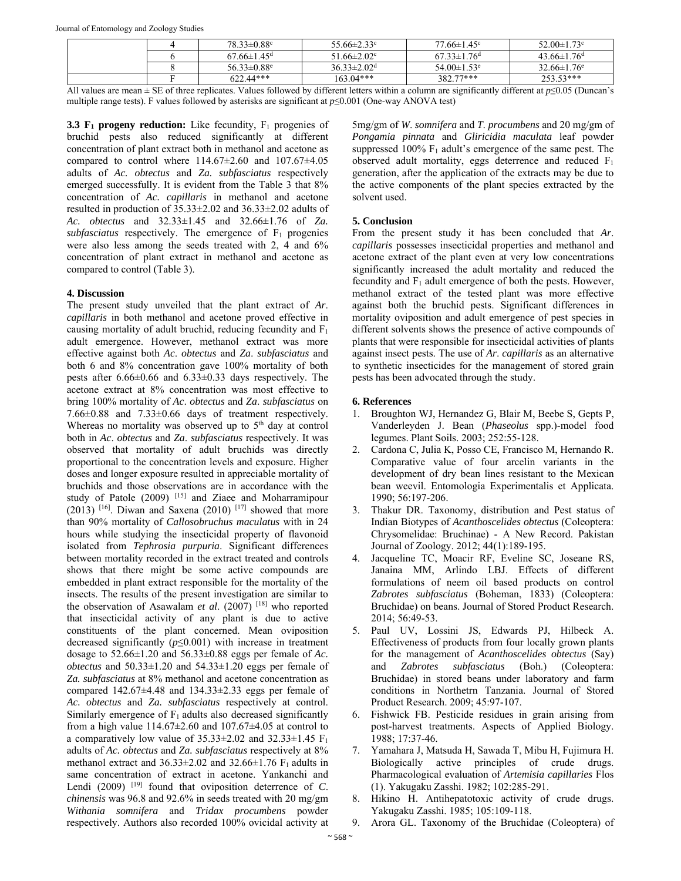| | 4 | 78.33±0.88$^{c}$ | 55.66±2.33$^{c}$ | 77.66±1.45$^{c}$ | 52.00±1.73$^{c}$ |
|---|---|---|---|---|---|
| | 6 | 67.66±1.45$^{d}$ | 51.66±2.02$^{c}$ | 67.33±1.76$^{d}$ | 43.66±1.76$^{d}$ |
| | 8 | 56.33±0.88$^{e}$ | 36.33±2.02$^{d}$ | 54.00±1.53$^{e}$ | 32.66±1.76$^{e}$ |
| | F | 622.44*** | 163.04*** | 382.77*** | 253.53*** |

All values are mean ± SE of three replicates. Values followed by different letters within a column are significantly different at $p \leq 0.05$ (Duncan's multiple range tests). F values followed by asterisks are significant at $p \leq 0.001$ (One-way ANOVA test)

**3.3 $F_1$ progeny reduction:** Like fecundity, $F_1$ progenies of bruchid pests also reduced significantly at different concentration of plant extract both in methanol and acetone as compared to control where 114.67±2.60 and 107.67±4.05 adults of *Ac. obtectus* and *Za. subfasciatus* respectively emerged successfully. It is evident from the Table 3 that 8% concentration of *Ac. capillaris* in methanol and acetone resulted in production of 35.33±2.02 and 36.33±2.02 adults of *Ac. obtectus* and 32.33±1.45 and 32.66±1.76 of *Za. subfasciatus* respectively. The emergence of $F_1$ progenies were also less among the seeds treated with 2, 4 and 6% concentration of plant extract in methanol and acetone as compared to control (Table 3).

## 4. Discussion

The present study unveiled that the plant extract of *Ar. capillaris* in both methanol and acetone proved effective in causing mortality of adult bruchid, reducing fecundity and $F_1$ adult emergence. However, methanol extract was more effective against both *Ac. obtectus* and *Za. subfasciatus* and both 6 and 8% concentration gave 100% mortality of both pests after 6.66±0.66 and 6.33±0.33 days respectively. The acetone extract at 8% concentration was most effective to bring 100% mortality of *Ac. obtectus* and *Za. subfasciatus* on 7.66±0.88 and 7.33±0.66 days of treatment respectively. Whereas no mortality was observed up to 5$^{th}$ day at control both in *Ac. obtectus* and *Za. subfasciatus* respectively. It was observed that mortality of adult bruchids was directly proportional to the concentration levels and exposure. Higher doses and longer exposure resulted in appreciable mortality of bruchids and those observations are in accordance with the study of Patole (2009) [15] and Ziaee and Moharramipour (2013) [16]. Diwan and Saxena (2010) [17] showed that more than 90% mortality of *Callosobruchus maculatus* with in 24 hours while studying the insecticidal property of flavonoid isolated from *Tephrosia purpuria*. Significant differences between mortality recorded in the extract treated and controls shows that there might be some active compounds are embedded in plant extract responsible for the mortality of the insects. The results of the present investigation are similar to the observation of Asawalam *et al*. (2007) [18] who reported that insecticidal activity of any plant is due to active constituents of the plant concerned. Mean oviposition decreased significantly ($p \leq 0.001$) with increase in treatment dosage to 52.66±1.20 and 56.33±0.88 eggs per female of *Ac. obtectus* and 50.33±1.20 and 54.33±1.20 eggs per female of *Za. subfasciatus* at 8% methanol and acetone concentration as compared 142.67±4.48 and 134.33±2.33 eggs per female of *Ac. obtectus* and *Za. subfasciatus* respectively at control. Similarly emergence of $F_1$ adults also decreased significantly from a high value 114.67±2.60 and 107.67±4.05 at control to a comparatively low value of 35.33±2.02 and 32.33±1.45 $F_1$ adults of *Ac. obtectus* and *Za. subfasciatus* respectively at 8% methanol extract and 36.33±2.02 and 32.66±1.76 $F_1$ adults in same concentration of extract in acetone. Yankanchi and Lendi (2009) [19] found that oviposition deterrence of *C. chinensis* was 96.8 and 92.6% in seeds treated with 20 mg/gm *Withania somnifera* and *Tridax procumbens* powder respectively. Authors also recorded 100% ovicidal activity at 5mg/gm of *W. somnifera* and *T. procumbens* and 20 mg/gm of *Pongamia pinnata* and *Gliricidia maculata* leaf powder suppressed 100% $F_1$ adult's emergence of the same pest. The observed adult mortality, eggs deterrence and reduced $F_1$ generation, after the application of the extracts may be due to the active components of the plant species extracted by the solvent used.

## 5. Conclusion

From the present study it has been concluded that *Ar. capillaris* possesses insecticidal properties and methanol and acetone extract of the plant even at very low concentrations significantly increased the adult mortality and reduced the fecundity and $F_1$ adult emergence of both the pests. However, methanol extract of the tested plant was more effective against both the bruchid pests. Significant differences in mortality oviposition and adult emergence of pest species in different solvents shows the presence of active compounds of plants that were responsible for insecticidal activities of plants against insect pests. The use of *Ar. capillaris* as an alternative to synthetic insecticides for the management of stored grain pests has been advocated through the study.

## 6. References

1. Broughton WJ, Hernandez G, Blair M, Beebe S, Gepts P, Vanderleyden J. Bean (*Phaseolus* spp.)-model food legumes. Plant Soils. 2003; 252:55-128.
2. Cardona C, Julia K, Posso CE, Francisco M, Hernando R. Comparative value of four arcelin variants in the development of dry bean lines resistant to the Mexican bean weevil. Entomologia Experimentalis et Applicata. 1990; 56:197-206.
3. Thakur DR. Taxonomy, distribution and Pest status of Indian Biotypes of *Acanthoscelides obtectus* (Coleoptera: Chrysomelidae: Bruchinae) - A New Record. Pakistan Journal of Zoology. 2012; 44(1):189-195.
4. Jacqueline TC, Moacir RF, Eveline SC, Joseane RS, Janaina MM, Arlindo LBJ. Effects of different formulations of neem oil based products on control *Zabrotes subfasciatus* (Boheman, 1833) (Coleoptera: Bruchidae) on beans. Journal of Stored Product Research. 2014; 56:49-53.
5. Paul UV, Lossini JS, Edwards PJ, Hilbeck A. Effectiveness of products from four locally grown plants for the management of *Acanthoscelides obtectus* (Say) and *Zabrotes subfasciatus* (Boh.) (Coleoptera: Bruchidae) in stored beans under laboratory and farm conditions in Northetrn Tanzania. Journal of Stored Product Research. 2009; 45:97-107.
6. Fishwick FB. Pesticide residues in grain arising from post-harvest treatments. Aspects of Applied Biology. 1988; 17:37-46.
7. Yamahara J, Matsuda H, Sawada T, Mibu H, Fujimura H. Biologically active principles of crude drugs. Pharmacological evaluation of *Artemisia capillaries* Flos (1). Yakugaku Zasshi. 1982; 102:285-291.
8. Hikino H. Antihepatotoxic activity of crude drugs. Yakugaku Zasshi. 1985; 105:109-118.
9. Arora GL. Taxonomy of the Bruchidae (Coleoptera) of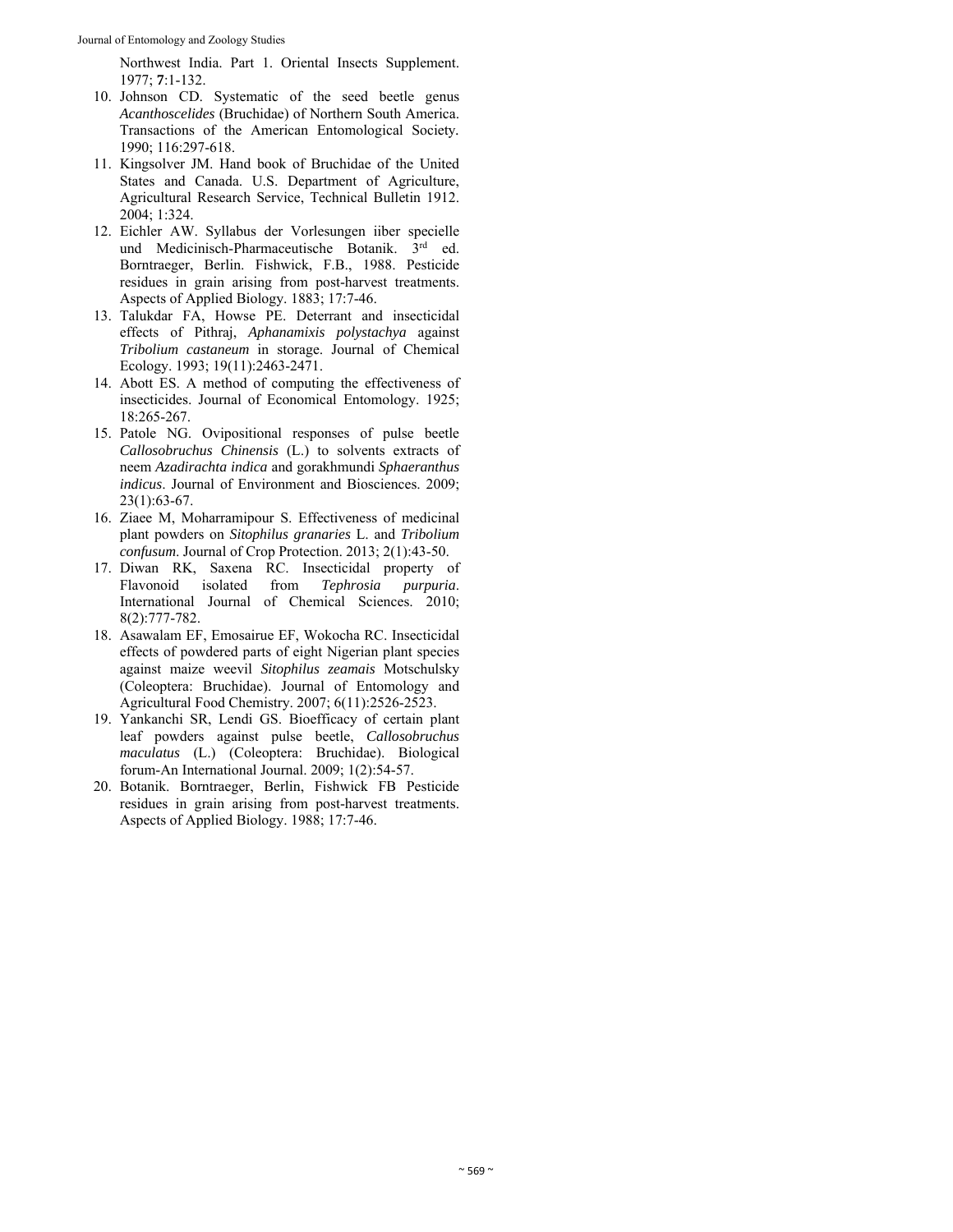Northwest India. Part 1. Oriental Insects Supplement. 1977; **7**:1-132.

10. Johnson CD. Systematic of the seed beetle genus *Acanthoscelides* (Bruchidae) of Northern South America. Transactions of the American Entomological Society. 1990; 116:297-618.
11. Kingsolver JM. Hand book of Bruchidae of the United States and Canada. U.S. Department of Agriculture, Agricultural Research Service, Technical Bulletin 1912. 2004; 1:324.
12. Eichler AW. Syllabus der Vorlesungen iiber specielle und Medicinisch-Pharmaceutische Botanik. 3rd ed. Borntraeger, Berlin. Fishwick, F.B., 1988. Pesticide residues in grain arising from post-harvest treatments. Aspects of Applied Biology. 1883; 17:7-46.
13. Talukdar FA, Howse PE. Deterrant and insecticidal effects of Pithraj, *Aphanamixis polystachya* against *Tribolium castaneum* in storage. Journal of Chemical Ecology. 1993; 19(11):2463-2471.
14. Abott ES. A method of computing the effectiveness of insecticides. Journal of Economical Entomology. 1925; 18:265-267.
15. Patole NG. Ovipositional responses of pulse beetle *Callosobruchus Chinensis* (L.) to solvents extracts of neem *Azadirachta indica* and gorakhmundi *Sphaeranthus indicus*. Journal of Environment and Biosciences. 2009; 23(1):63-67.
16. Ziaee M, Moharramipour S. Effectiveness of medicinal plant powders on *Sitophilus granaries* L. and *Tribolium confusum*. Journal of Crop Protection. 2013; 2(1):43-50.
17. Diwan RK, Saxena RC. Insecticidal property of Flavonoid isolated from *Tephrosia purpuria*. International Journal of Chemical Sciences. 2010; 8(2):777-782.
18. Asawalam EF, Emosairue EF, Wokocha RC. Insecticidal effects of powdered parts of eight Nigerian plant species against maize weevil *Sitophilus zeamais* Motschulsky (Coleoptera: Bruchidae). Journal of Entomology and Agricultural Food Chemistry. 2007; 6(11):2526-2523.
19. Yankanchi SR, Lendi GS. Bioefficacy of certain plant leaf powders against pulse beetle, *Callosobruchus maculatus* (L.) (Coleoptera: Bruchidae). Biological forum-An International Journal. 2009; 1(2):54-57.
20. Botanik. Borntraeger, Berlin, Fishwick FB Pesticide residues in grain arising from post-harvest treatments. Aspects of Applied Biology. 1988; 17:7-46.